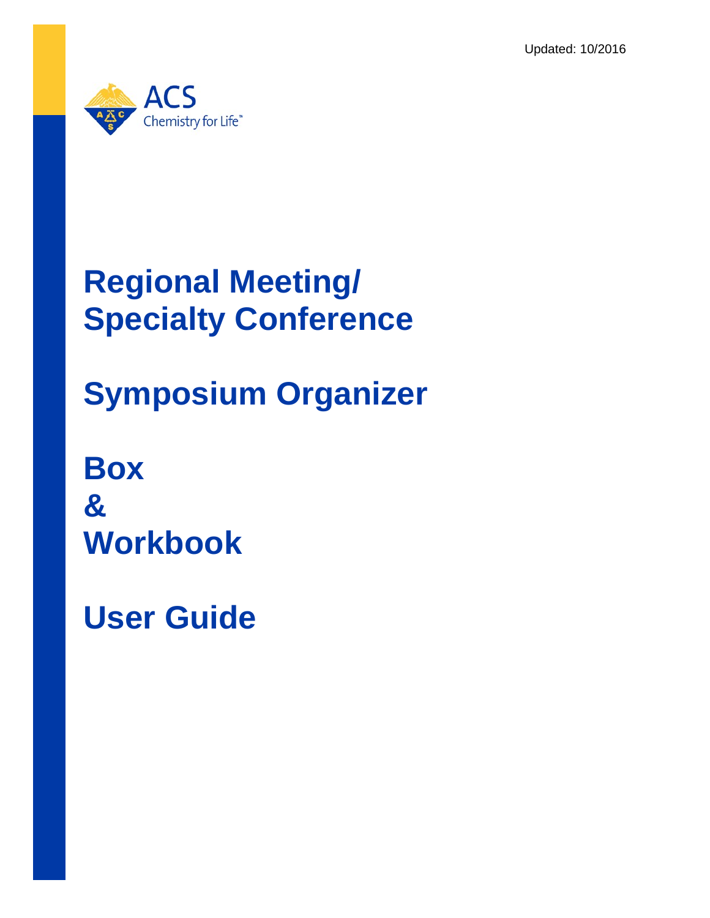Updated: 10/2016

ACS Chemistry for Life™

# Regional Meeting/ Specialty Conference

# Symposium Organizer

# Box & Workbook

# User Guide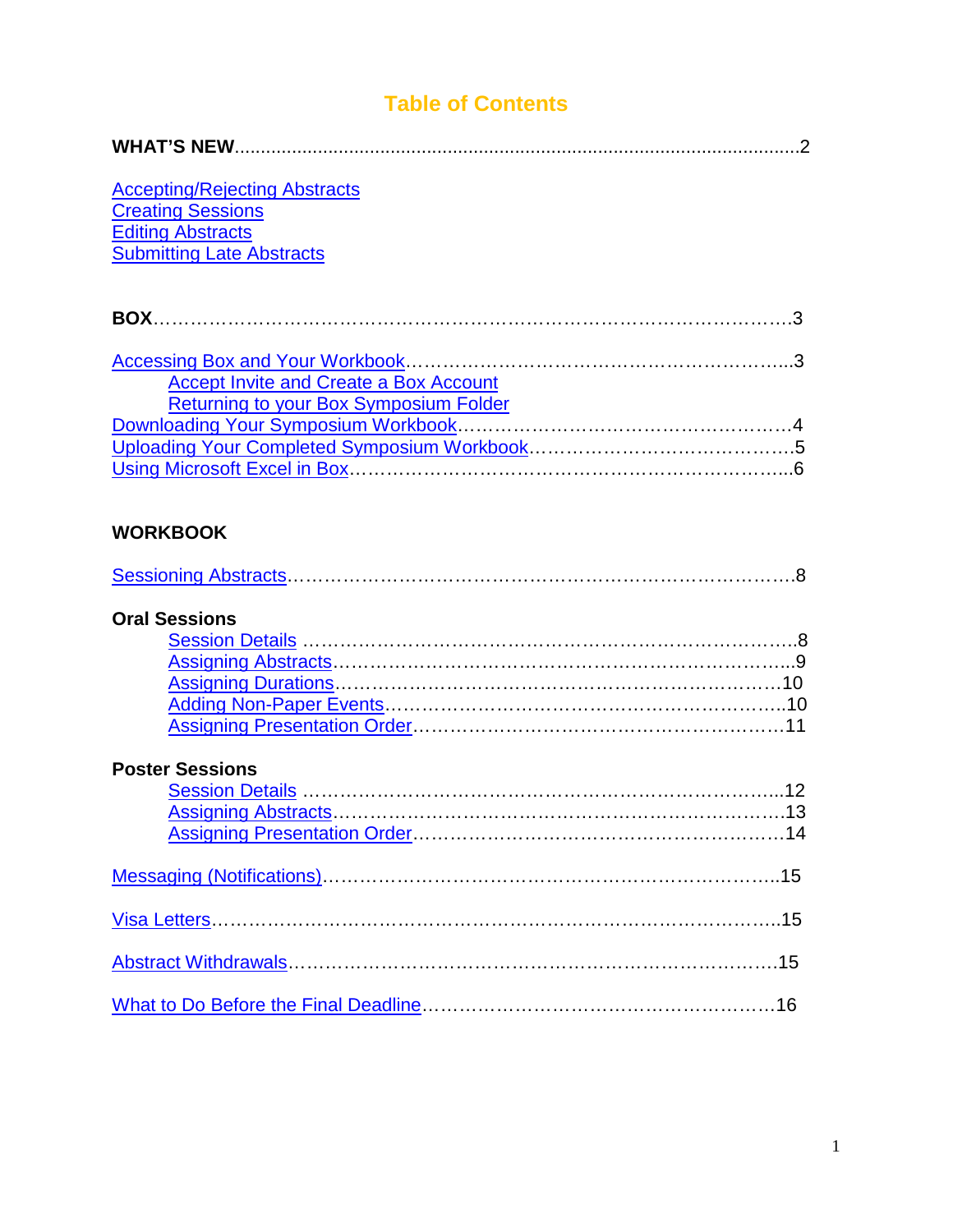# Table of Contents

**WHAT'S NEW**..........................................................................................................2

Accepting/Rejecting Abstracts
Creating Sessions
Editing Abstracts
Submitting Late Abstracts

**BOX**……………………………………………………………………………………….3

Accessing Box and Your Workbook……………………………………………………..3
- Accept Invite and Create a Box Account
- Returning to your Box Symposium Folder

Downloading Your Symposium Workbook………………………………………………4
Uploading Your Completed Symposium Workbook……………………………………5
Using Microsoft Excel in Box……………………………………………………………..6

**WORKBOOK**

Sessioning Abstracts……………………………………………………………………….8

**Oral Sessions**
- Session Details …………………………………………………………………….8
- Assigning Abstracts………………………………………………………………...9
- Assigning Durations……………………………………………………………….10
- Adding Non-Paper Events………………………………………………………..10
- Assigning Presentation Order……………………………………………………11

**Poster Sessions**
- Session Details ……………………………………………………………………12
- Assigning Abstracts………………………………………………………………..13
- Assigning Presentation Order…………………………………………………….14

Messaging (Notifications)………………………………………………………………..15

Visa Letters………………………………………………………………………………..15

Abstract Withdrawals…………………………………………………………………….15

What to Do Before the Final Deadline………………………………………………….16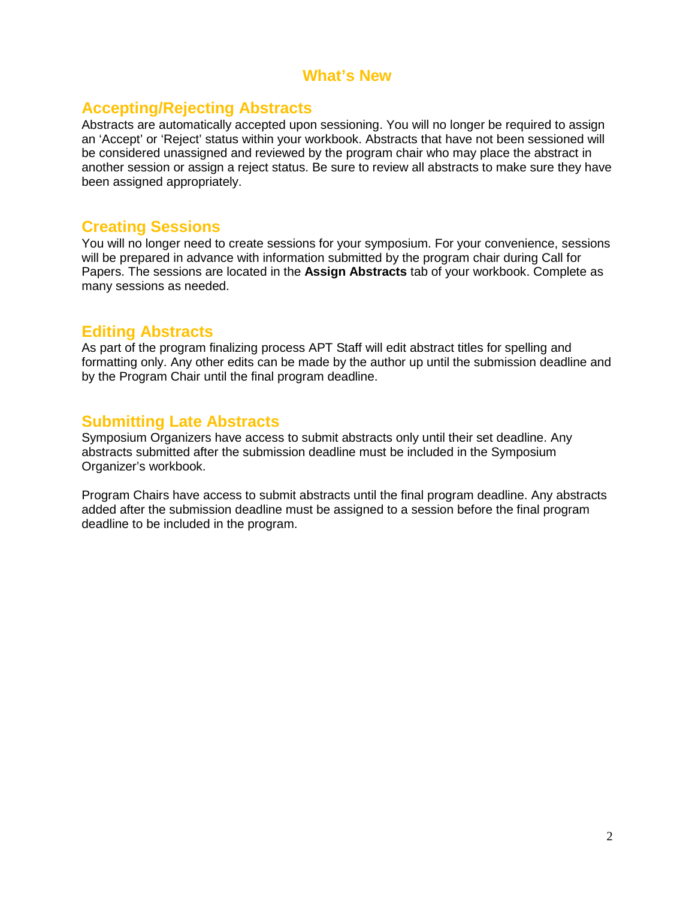# What's New

## Accepting/Rejecting Abstracts

Abstracts are automatically accepted upon sessioning. You will no longer be required to assign an 'Accept' or 'Reject' status within your workbook. Abstracts that have not been sessioned will be considered unassigned and reviewed by the program chair who may place the abstract in another session or assign a reject status. Be sure to review all abstracts to make sure they have been assigned appropriately.

## Creating Sessions

You will no longer need to create sessions for your symposium. For your convenience, sessions will be prepared in advance with information submitted by the program chair during Call for Papers. The sessions are located in the **Assign Abstracts** tab of your workbook. Complete as many sessions as needed.

## Editing Abstracts

As part of the program finalizing process APT Staff will edit abstract titles for spelling and formatting only. Any other edits can be made by the author up until the submission deadline and by the Program Chair until the final program deadline.

## Submitting Late Abstracts

Symposium Organizers have access to submit abstracts only until their set deadline. Any abstracts submitted after the submission deadline must be included in the Symposium Organizer's workbook.

Program Chairs have access to submit abstracts until the final program deadline. Any abstracts added after the submission deadline must be assigned to a session before the final program deadline to be included in the program.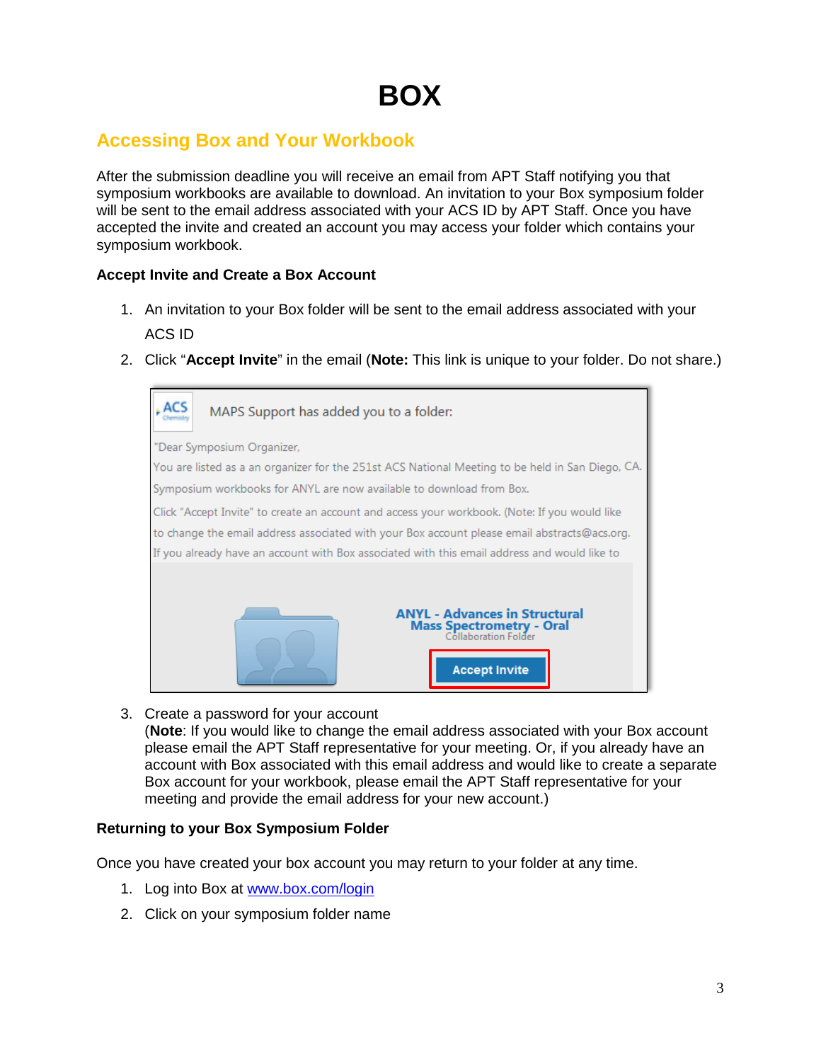# BOX

## Accessing Box and Your Workbook

After the submission deadline you will receive an email from APT Staff notifying you that symposium workbooks are available to download. An invitation to your Box symposium folder will be sent to the email address associated with your ACS ID by APT Staff. Once you have accepted the invite and created an account you may access your folder which contains your symposium workbook.

**Accept Invite and Create a Box Account**

1. An invitation to your Box folder will be sent to the email address associated with your ACS ID
2. Click "**Accept Invite**" in the email (**Note:** This link is unique to your folder. Do not share.)

3. Create a password for your account
(**Note**: If you would like to change the email address associated with your Box account please email the APT Staff representative for your meeting. Or, if you already have an account with Box associated with this email address and would like to create a separate Box account for your workbook, please email the APT Staff representative for your meeting and provide the email address for your new account.)

**Returning to your Box Symposium Folder**

Once you have created your box account you may return to your folder at any time.

1. Log into Box at [www.box.com/login](www.box.com/login)
2. Click on your symposium folder name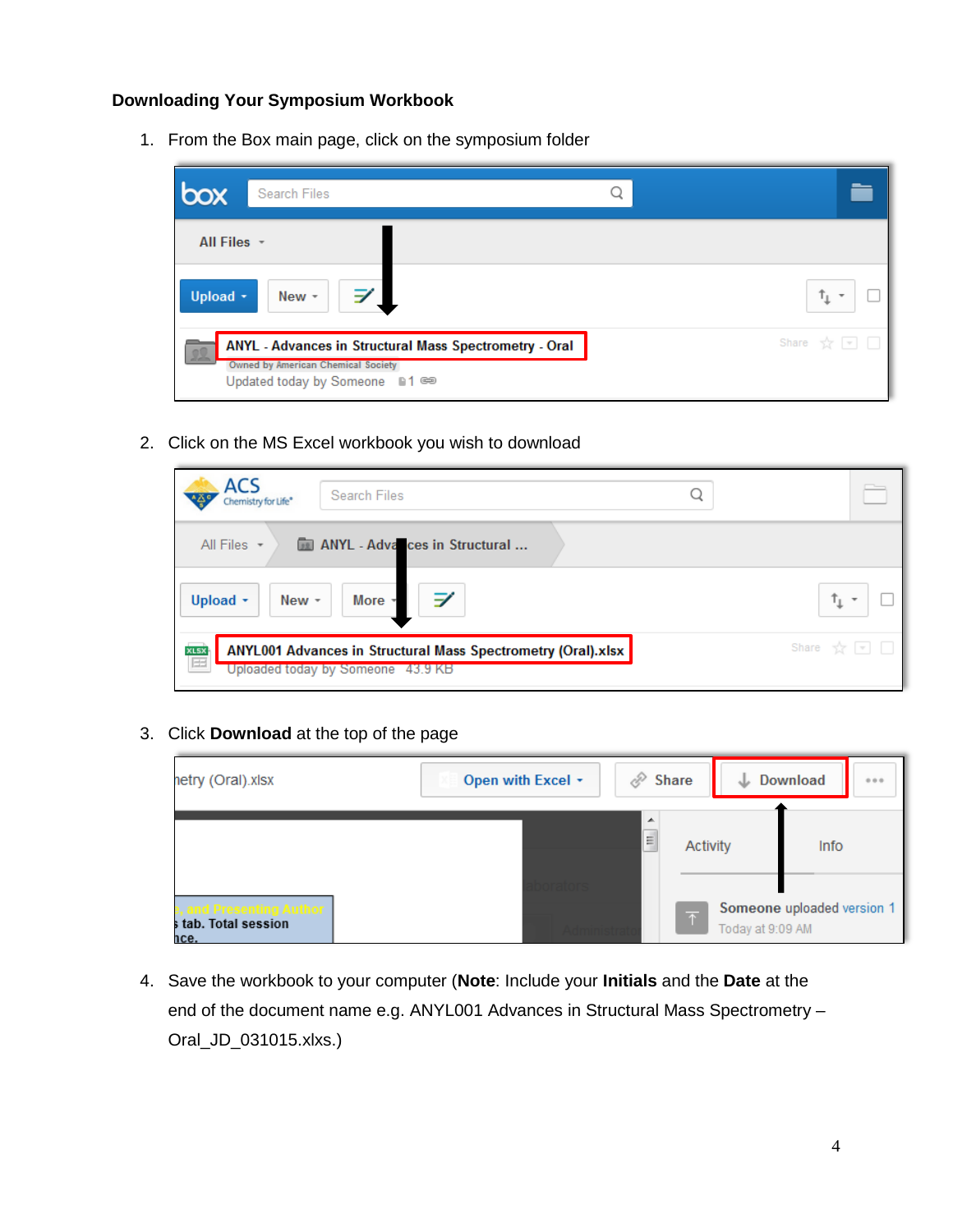**Downloading Your Symposium Workbook**

1. From the Box main page, click on the symposium folder
2. Click on the MS Excel workbook you wish to download
3. Click **Download** at the top of the page
4. Save the workbook to your computer (**Note**: Include your **Initials** and the **Date** at the end of the document name e.g. ANYL001 Advances in Structural Mass Spectrometry – Oral_JD_031015.xlxs.)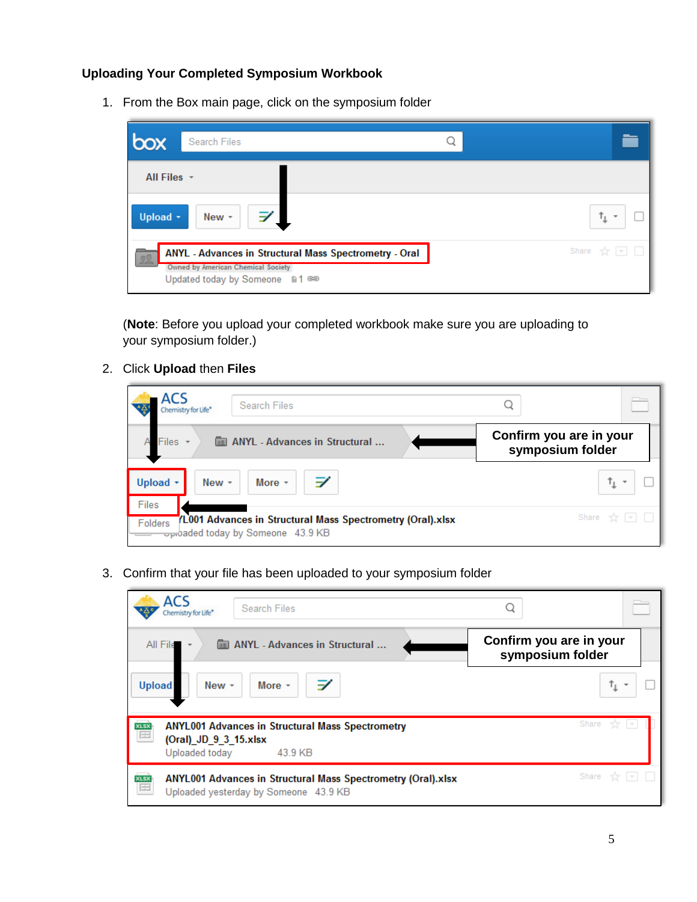### Uploading Your Completed Symposium Workbook

1. From the Box main page, click on the symposium folder

   (**Note**: Before you upload your completed workbook make sure you are uploading to your symposium folder.)

2. Click **Upload** then **Files**

3. Confirm that your file has been uploaded to your symposium folder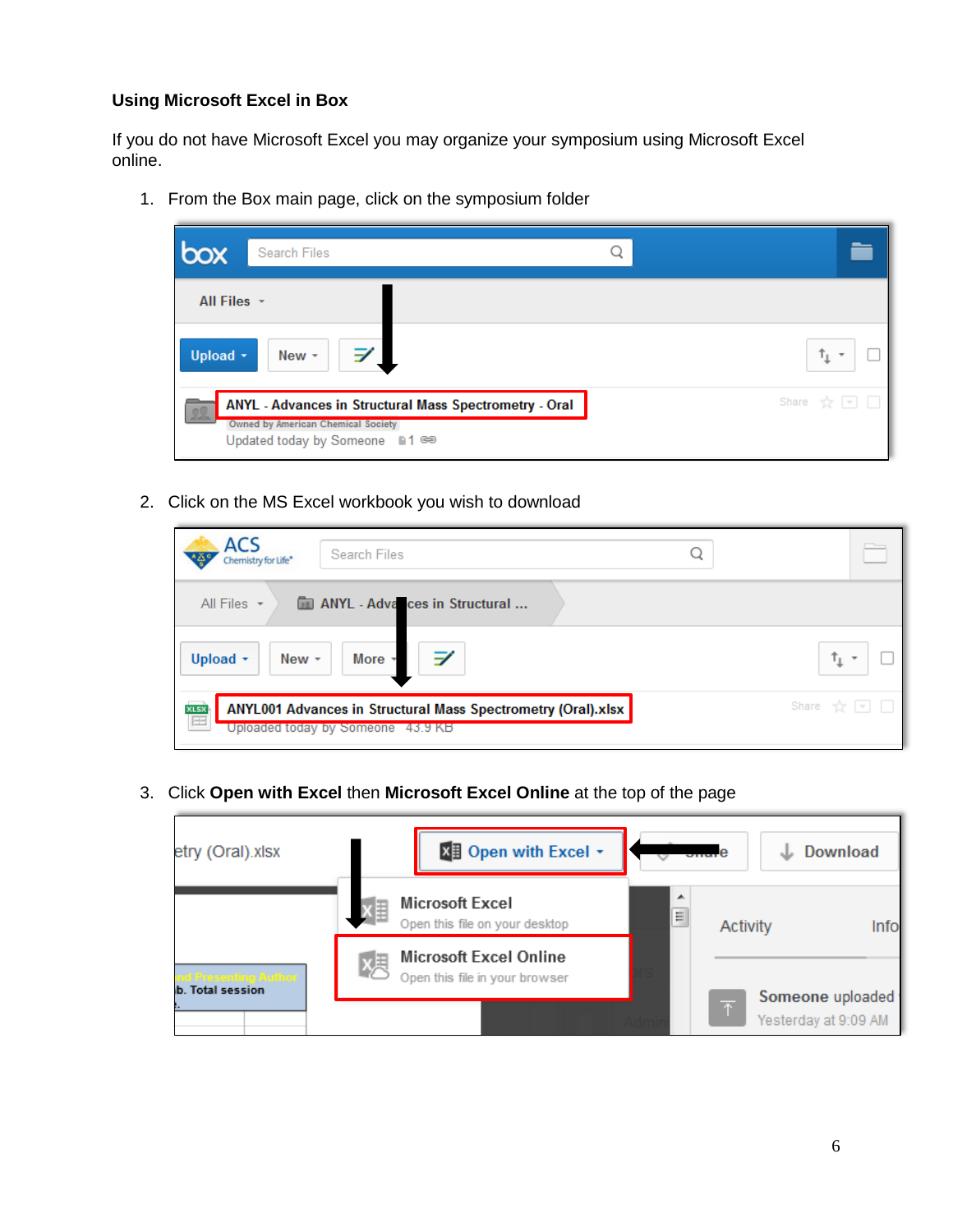### Using Microsoft Excel in Box

If you do not have Microsoft Excel you may organize your symposium using Microsoft Excel online.

1. From the Box main page, click on the symposium folder

2. Click on the MS Excel workbook you wish to download

3. Click **Open with Excel** then **Microsoft Excel Online** at the top of the page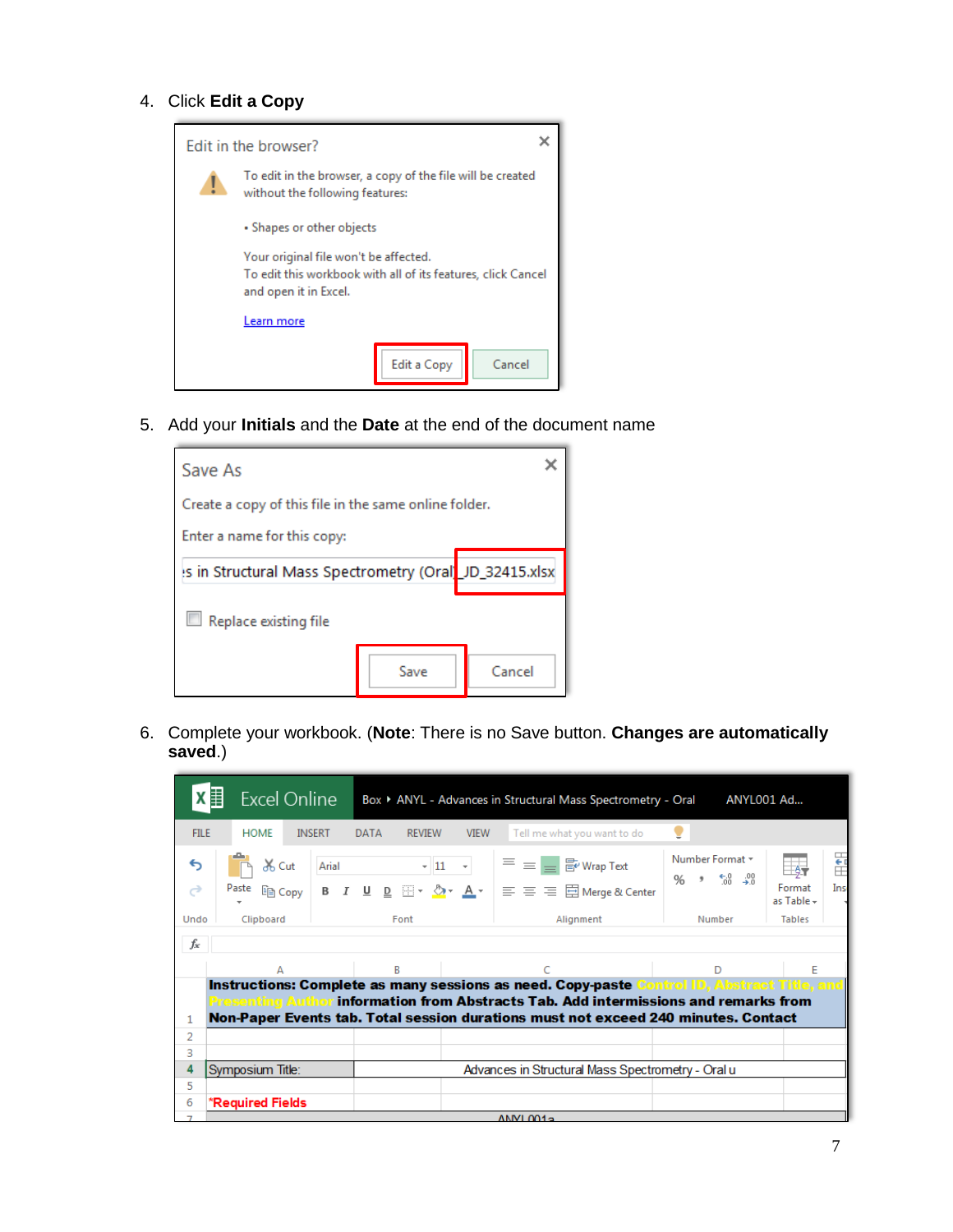4. Click **Edit a Copy**

Edit in the browser?

To edit in the browser, a copy of the file will be created without the following features:

- Shapes or other objects

Your original file won't be affected.
To edit this workbook with all of its features, click Cancel and open it in Excel.

Learn more

Edit a Copy | Cancel

5. Add your **Initials** and the **Date** at the end of the document name

Save As

Create a copy of this file in the same online folder.

Enter a name for this copy:

:s in Structural Mass Spectrometry (Oral)_JD_32415.xlsx

Replace existing file

Save | Cancel

6. Complete your workbook. (**Note**: There is no Save button. **Changes are automatically saved**.)

Excel Online | Box ▸ ANYL - Advances in Structural Mass Spectrometry - Oral | ANYL001 Ad...

FILE | HOME | INSERT | DATA | REVIEW | VIEW | Tell me what you want to do

**Instructions: Complete as many sessions as need. Copy-paste Control ID, Abstract Title, and Presenting Author information from Abstracts Tab. Add intermissions and remarks from Non-Paper Events tab. Total session durations must not exceed 240 minutes. Contact**

Symposium Title: | Advances in Structural Mass Spectrometry - Oral u

*Required Fields

ANYL001a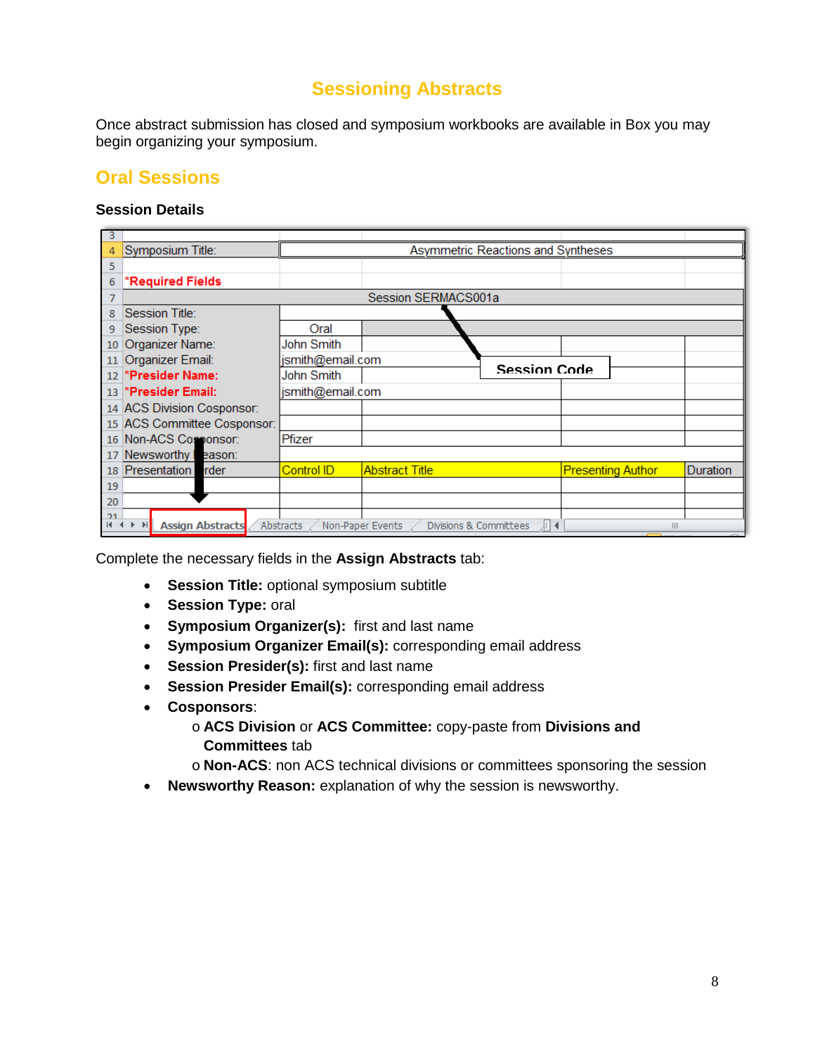# Sessioning Abstracts

Once abstract submission has closed and symposium workbooks are available in Box you may begin organizing your symposium.

## Oral Sessions

### Session Details

| | | | | | |
|---|---|---|---|---|---|
| 3 | | | | | |
| 4 | Symposium Title: | Asymmetric Reactions and Syntheses | | | |
| 5 | | | | | |
| 6 | *Required Fields | | | | |
| 7 | Session SERMACS001a | | | | |
| 8 | Session Title: | | | | |
| 9 | Session Type: | Oral | | | |
| 10 | Organizer Name: | John Smith | | | |
| 11 | Organizer Email: | jsmith@email.com | | | |
| 12 | *Presider Name: | John Smith | | | |
| 13 | *Presider Email: | jsmith@email.com | | | |
| 14 | ACS Division Cosponsor: | | | | |
| 15 | ACS Committee Cosponsor: | | | | |
| 16 | Non-ACS Cosponsor: | Pfizer | | | |
| 17 | Newsworthy Reason: | | | | |
| 18 | Presentation Order | Control ID | Abstract Title | Presenting Author | Duration |
| 19 | | | | | |
| 20 | | | | | |

Session Code

Assign Abstracts | Abstracts | Non-Paper Events | Divisions & Committees

Complete the necessary fields in the **Assign Abstracts** tab:

- **Session Title:** optional symposium subtitle
- **Session Type:** oral
- **Symposium Organizer(s):** first and last name
- **Symposium Organizer Email(s):** corresponding email address
- **Session Presider(s):** first and last name
- **Session Presider Email(s):** corresponding email address
- **Cosponsors**:
  - **ACS Division** or **ACS Committee:** copy-paste from **Divisions and Committees** tab
  - **Non-ACS**: non ACS technical divisions or committees sponsoring the session
- **Newsworthy Reason:** explanation of why the session is newsworthy.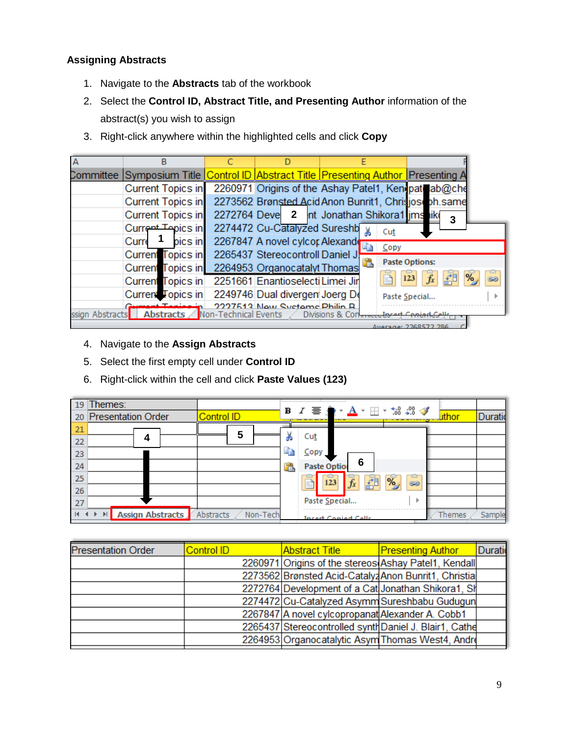**Assigning Abstracts**

1. Navigate to the **Abstracts** tab of the workbook
2. Select the **Control ID, Abstract Title, and Presenting Author** information of the abstract(s) you wish to assign
3. Right-click anywhere within the highlighted cells and click **Copy**

4. Navigate to the **Assign Abstracts**
5. Select the first empty cell under **Control ID**
6. Right-click within the cell and click **Paste Values (123)**

| Presentation Order | Control ID | Abstract Title | Presenting Author | Durati |
|---|---|---|---|---|
| | 2260971 | Origins of the stereos | Ashay Patel1, Kendall | |
| | 2273562 | Brønsted Acid-Cataly | Anon Bunrit1, Christia | |
| | 2272764 | Development of a Cat | Jonathan Shikora1, Sh | |
| | 2274472 | Cu-Catalyzed Asymm | Sureshbabu Gudugun | |
| | 2267847 | A novel cylcopropanat | Alexander A. Cobb1 | |
| | 2265437 | Stereocontrolled synth | Daniel J. Blair1, Cathe | |
| | 2264953 | Organocatalytic Asym | Thomas West4, Andre | |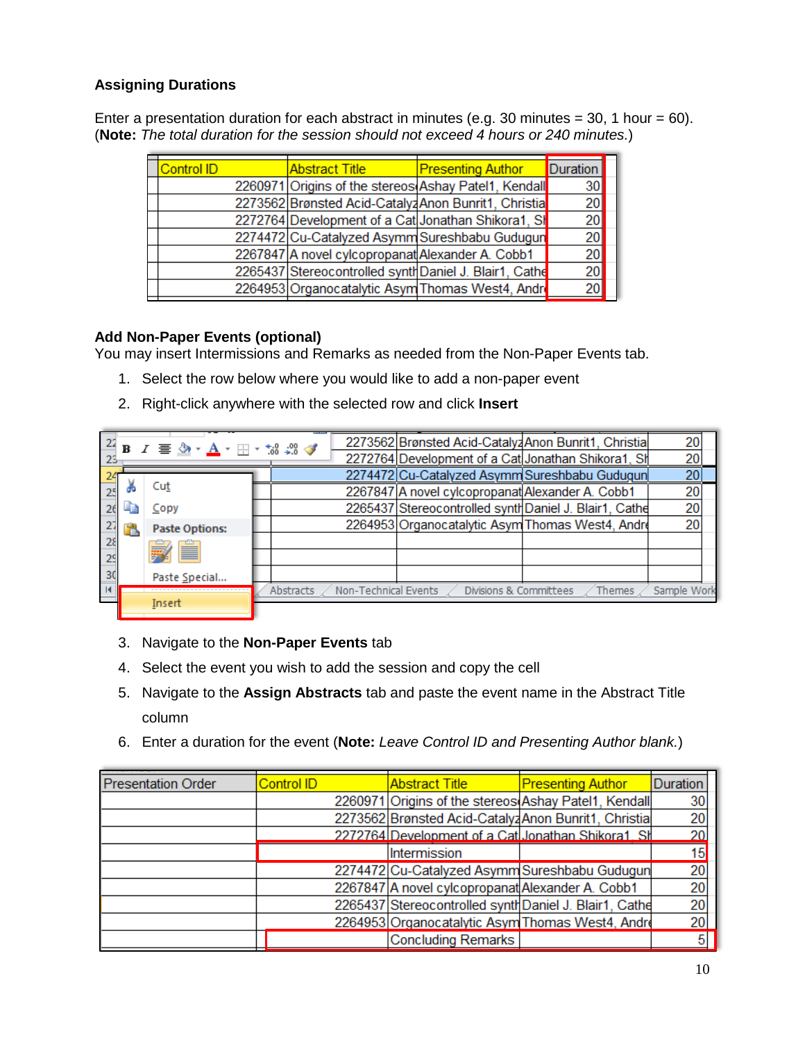**Assigning Durations**

Enter a presentation duration for each abstract in minutes (e.g. 30 minutes = 30, 1 hour = 60). (**Note:** *The total duration for the session should not exceed 4 hours or 240 minutes.*)

| Control ID | Abstract Title | Presenting Author | Duration |
|---|---|---|---|
| 2260971 | Origins of the stereos | Ashay Patel1, Kendall | 30 |
| 2273562 | Brønsted Acid-Catalyz | Anon Bunrit1, Christia | 20 |
| 2272764 | Development of a Cat | Jonathan Shikora1, Sh | 20 |
| 2274472 | Cu-Catalyzed Asymm | Sureshbabu Gudugun | 20 |
| 2267847 | A novel cylcopropanat | Alexander A. Cobb1 | 20 |
| 2265437 | Stereocontrolled synth | Daniel J. Blair1, Cathe | 20 |
| 2264953 | Organocatalytic Asym | Thomas West4, Andre | 20 |

**Add Non-Paper Events (optional)**

You may insert Intermissions and Remarks as needed from the Non-Paper Events tab.

1. Select the row below where you would like to add a non-paper event
2. Right-click anywhere with the selected row and click **Insert**

| | | | |
|---|---|---|---|
| 2273562 | Brønsted Acid-Catalyz | Anon Bunrit1, Christia | 20 |
| 2272764 | Development of a Cat | Jonathan Shikora1, Sh | 20 |
| 2274472 | Cu-Catalyzed Asymm | Sureshbabu Gudugun | 20 |
| 2267847 | A novel cylcopropanat | Alexander A. Cobb1 | 20 |
| 2265437 | Stereocontrolled synth | Daniel J. Blair1, Cathe | 20 |
| 2264953 | Organocatalytic Asym | Thomas West4, Andre | 20 |

Cut | Copy | Paste Options: | Paste Special... | Insert

Abstracts | Non-Technical Events | Divisions & Committees | Themes | Sample Work

3. Navigate to the **Non-Paper Events** tab
4. Select the event you wish to add the session and copy the cell
5. Navigate to the **Assign Abstracts** tab and paste the event name in the Abstract Title column
6. Enter a duration for the event (**Note:** *Leave Control ID and Presenting Author blank.*)

| Presentation Order | Control ID | Abstract Title | Presenting Author | Duration |
|---|---|---|---|---|
| | 2260971 | Origins of the stereos | Ashay Patel1, Kendall | 30 |
| | 2273562 | Brønsted Acid-Catalyz | Anon Bunrit1, Christia | 20 |
| | 2272764 | Development of a Cat | Jonathan Shikora1, Sh | 20 |
| | | Intermission | | 15 |
| | 2274472 | Cu-Catalyzed Asymm | Sureshbabu Gudugun | 20 |
| | 2267847 | A novel cylcopropanat | Alexander A. Cobb1 | 20 |
| | 2265437 | Stereocontrolled synth | Daniel J. Blair1, Cathe | 20 |
| | 2264953 | Organocatalytic Asym | Thomas West4, Andre | 20 |
| | | Concluding Remarks | | 5 |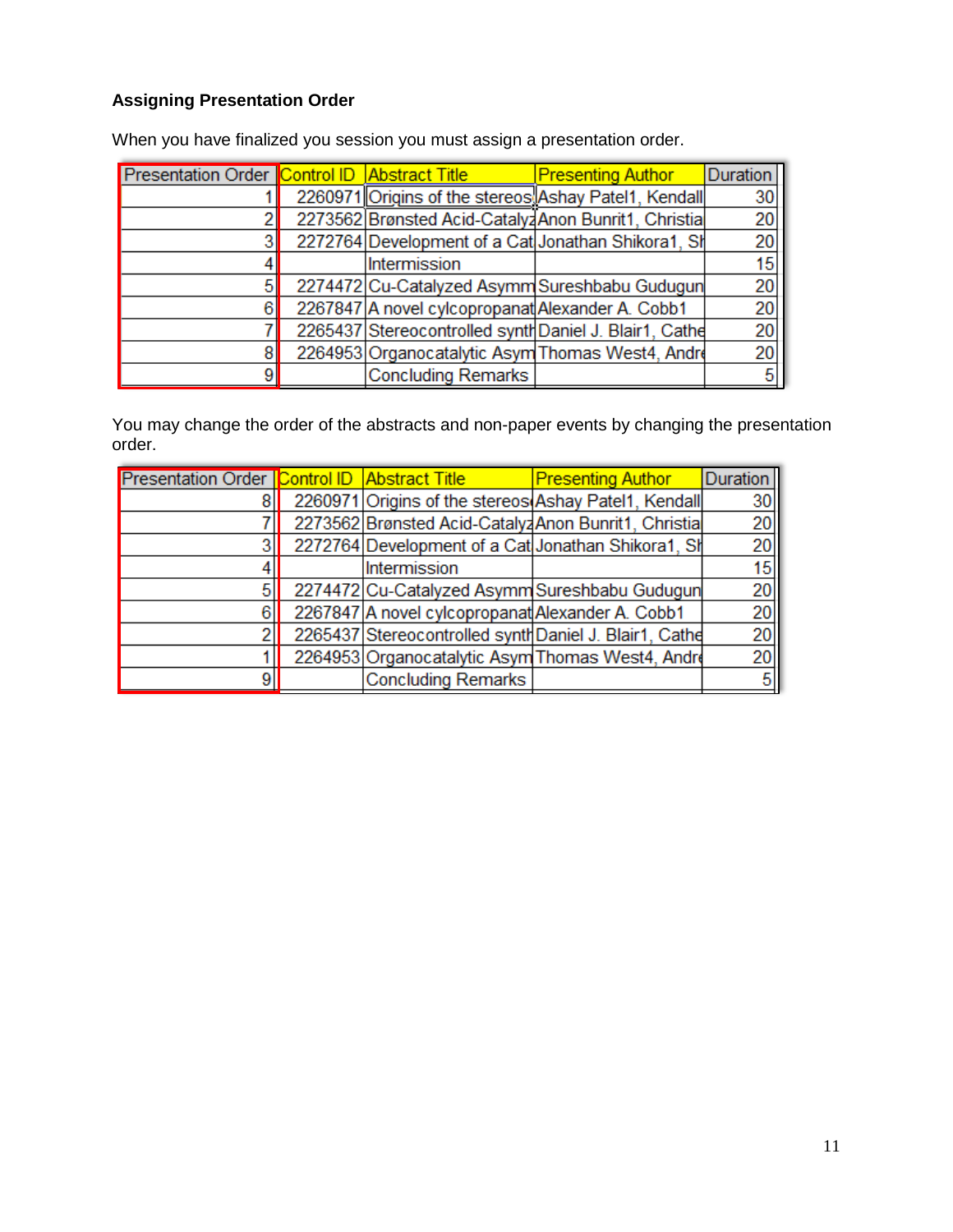**Assigning Presentation Order**

When you have finalized you session you must assign a presentation order.

| Presentation Order | Control ID | Abstract Title | Presenting Author | Duration |
|---|---|---|---|---|
| 1 | 2260971 | Origins of the stereos | Ashay Patel1, Kendall | 30 |
| 2 | 2273562 | Brønsted Acid-Catalyz | Anon Bunrit1, Christia | 20 |
| 3 | 2272764 | Development of a Cat | Jonathan Shikora1, Sh | 20 |
| 4 | | Intermission | | 15 |
| 5 | 2274472 | Cu-Catalyzed Asymm | Sureshbabu Gudugun | 20 |
| 6 | 2267847 | A novel cylcopropanat | Alexander A. Cobb1 | 20 |
| 7 | 2265437 | Stereocontrolled synth | Daniel J. Blair1, Cathe | 20 |
| 8 | 2264953 | Organocatalytic Asym | Thomas West4, Andre | 20 |
| 9 | | Concluding Remarks | | 5 |

You may change the order of the abstracts and non-paper events by changing the presentation order.

| Presentation Order | Control ID | Abstract Title | Presenting Author | Duration |
|---|---|---|---|---|
| 8 | 2260971 | Origins of the stereos | Ashay Patel1, Kendall | 30 |
| 7 | 2273562 | Brønsted Acid-Cataly | Anon Bunrit1, Christia | 20 |
| 3 | 2272764 | Development of a Cat | Jonathan Shikora1, Sh | 20 |
| 4 | | Intermission | | 15 |
| 5 | 2274472 | Cu-Catalyzed Asymm | Sureshbabu Gudugun | 20 |
| 6 | 2267847 | A novel cylcopropanat | Alexander A. Cobb1 | 20 |
| 2 | 2265437 | Stereocontrolled synth | Daniel J. Blair1, Cathe | 20 |
| 1 | 2264953 | Organocatalytic Asym | Thomas West4, Andre | 20 |
| 9 | | Concluding Remarks | | 5 |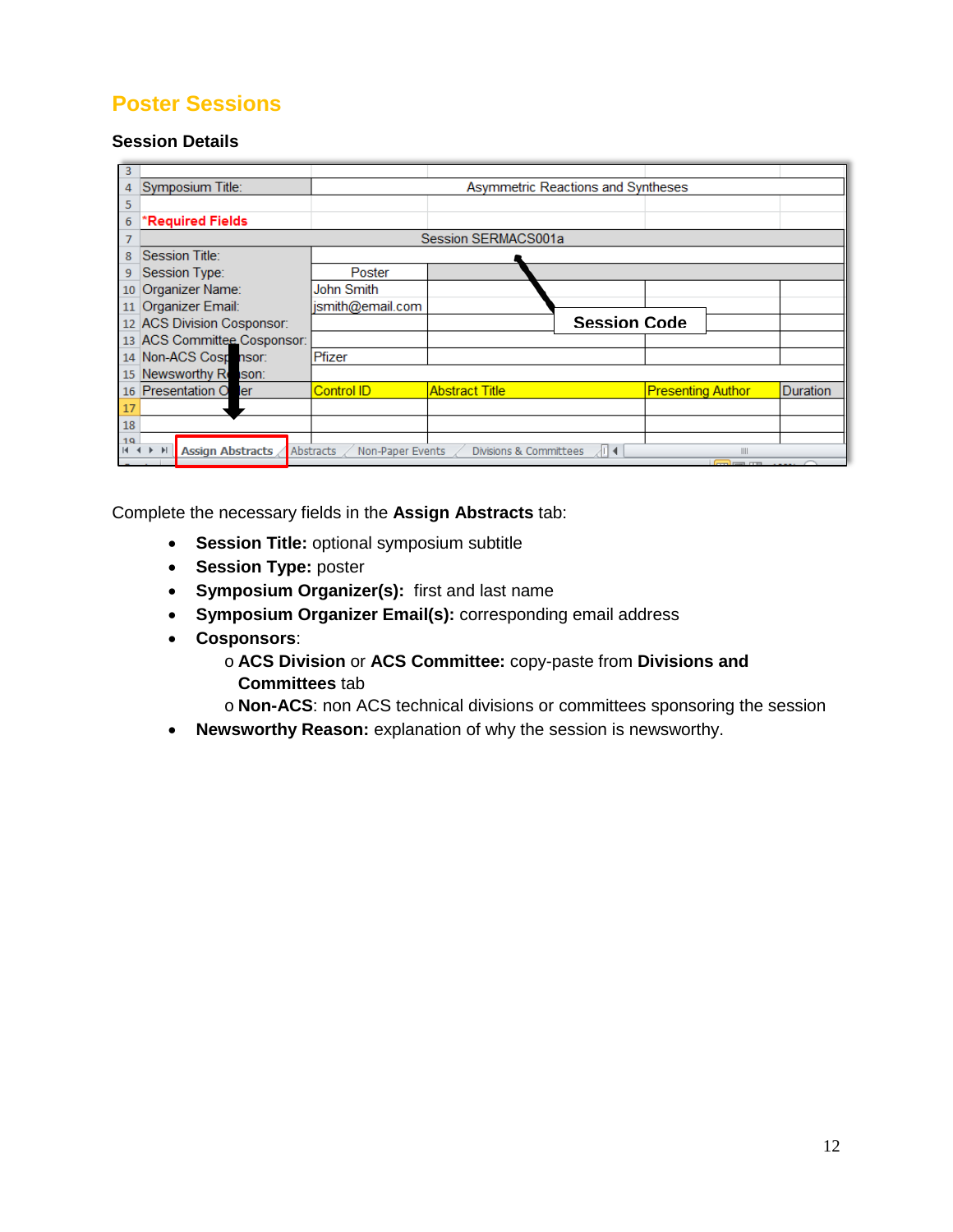## Poster Sessions

### Session Details

| | | | | | |
|---|---|---|---|---|---|
| 3 | | | | | |
| 4 | Symposium Title: | Asymmetric Reactions and Syntheses | | | |
| 5 | | | | | |
| 6 | *Required Fields | | | | |
| 7 | Session SERMACS001a | | | | |
| 8 | Session Title: | | | | |
| 9 | Session Type: | Poster | | | |
| 10 | Organizer Name: | John Smith | | | |
| 11 | Organizer Email: | jsmith@email.com | | | |
| 12 | ACS Division Cosponsor: | | | | |
| 13 | ACS Committee Cosponsor: | | | | |
| 14 | Non-ACS Cosponsor: | Pfizer | | | |
| 15 | Newsworthy Reason: | | | | |
| 16 | Presentation Order | Control ID | Abstract Title | Presenting Author | Duration |
| 17 | | | | | |
| 18 | | | | | |

Session Code

Assign Abstracts | Abstracts | Non-Paper Events | Divisions & Committees

Complete the necessary fields in the **Assign Abstracts** tab:

- **Session Title:** optional symposium subtitle
- **Session Type:** poster
- **Symposium Organizer(s):** first and last name
- **Symposium Organizer Email(s):** corresponding email address
- **Cosponsors**:
  - **ACS Division** or **ACS Committee:** copy-paste from **Divisions and Committees** tab
  - **Non-ACS**: non ACS technical divisions or committees sponsoring the session
- **Newsworthy Reason:** explanation of why the session is newsworthy.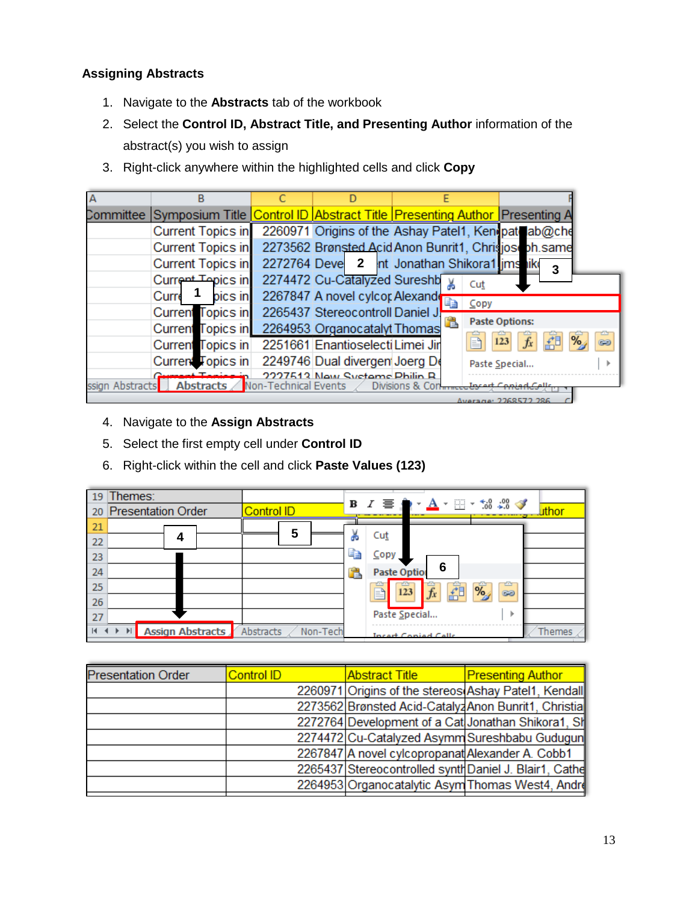**Assigning Abstracts**

1. Navigate to the **Abstracts** tab of the workbook
2. Select the **Control ID, Abstract Title, and Presenting Author** information of the abstract(s) you wish to assign
3. Right-click anywhere within the highlighted cells and click **Copy**

4. Navigate to the **Assign Abstracts**
5. Select the first empty cell under **Control ID**
6. Right-click within the cell and click **Paste Values (123)**

| Presentation Order | Control ID | Abstract Title | Presenting Author |
|---|---|---|---|
| | 2260971 | Origins of the stereos | Ashay Patel1, Kendall |
| | 2273562 | Brønsted Acid-Cataly | Anon Bunrit1, Christia |
| | 2272764 | Development of a Cat | Jonathan Shikora1, Sh |
| | 2274472 | Cu-Catalyzed Asymm | Sureshbabu Gudugun |
| | 2267847 | A novel cylcopropanat | Alexander A. Cobb1 |
| | 2265437 | Stereocontrolled synth | Daniel J. Blair1, Cathe |
| | 2264953 | Organocatalytic Asym | Thomas West4, Andre |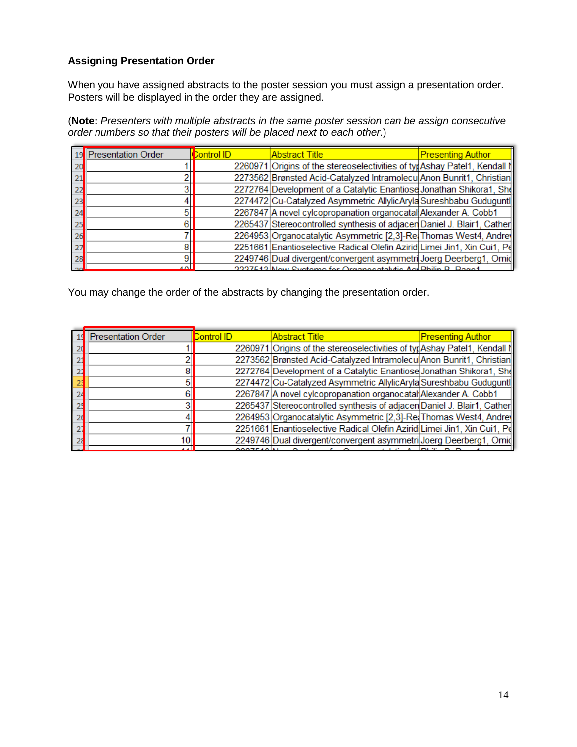### Assigning Presentation Order

When you have assigned abstracts to the poster session you must assign a presentation order. Posters will be displayed in the order they are assigned.

(**Note:** *Presenters with multiple abstracts in the same poster session can be assign consecutive order numbers so that their posters will be placed next to each other.*)

| 19 | Presentation Order | Control ID | Abstract Title | Presenting Author |
|---|---|---|---|---|
| 20 | 1 | 2260971 | Origins of the stereoselectivities of typ | Ashay Patel1, Kendall N |
| 21 | 2 | 2273562 | Brønsted Acid-Catalyzed Intramolecu | Anon Bunrit1, Christian |
| 22 | 3 | 2272764 | Development of a Catalytic Enantiose | Jonathan Shikora1, She |
| 23 | 4 | 2274472 | Cu-Catalyzed Asymmetric AllylicAryla | Sureshbabu Gudugunt |
| 24 | 5 | 2267847 | A novel cylcopropanation organocatal | Alexander A. Cobb1 |
| 25 | 6 | 2265437 | Stereocontrolled synthesis of adjacen | Daniel J. Blair1, Cather |
| 26 | 7 | 2264953 | Organocatalytic Asymmetric [2,3]-Re | Thomas West4, Andre |
| 27 | 8 | 2251661 | Enantioselective Radical Olefin Azirid | Limei Jin1, Xin Cui1, Pe |
| 28 | 9 | 2249746 | Dual divergent/convergent asymmetri | Joerg Deerberg1, Omid |
| 29 | 10 | 2227513 | New Systems for Organocatalytic As | Philip R. Page1 |

You may change the order of the abstracts by changing the presentation order.

| 19 | Presentation Order | Control ID | Abstract Title | Presenting Author |
|---|---|---|---|---|
| 20 | 1 | 2260971 | Origins of the stereoselectivities of typ | Ashay Patel1, Kendall N |
| 21 | 2 | 2273562 | Brønsted Acid-Catalyzed Intramolecu | Anon Bunrit1, Christian |
| 22 | 8 | 2272764 | Development of a Catalytic Enantiose | Jonathan Shikora1, She |
| 23 | 5 | 2274472 | Cu-Catalyzed Asymmetric AllylicAryla | Sureshbabu Gudugunt |
| 24 | 6 | 2267847 | A novel cylcopropanation organocatal | Alexander A. Cobb1 |
| 25 | 3 | 2265437 | Stereocontrolled synthesis of adjacen | Daniel J. Blair1, Cather |
| 26 | 4 | 2264953 | Organocatalytic Asymmetric [2,3]-Re | Thomas West4, Andre |
| 27 | 7 | 2251661 | Enantioselective Radical Olefin Azirid | Limei Jin1, Xin Cui1, Pe |
| 28 | 10 | 2249746 | Dual divergent/convergent asymmetri | Joerg Deerberg1, Omid |
| 29 | 11 | 2227513 | New Systems for Organocatalytic As | Philip R. Page1 |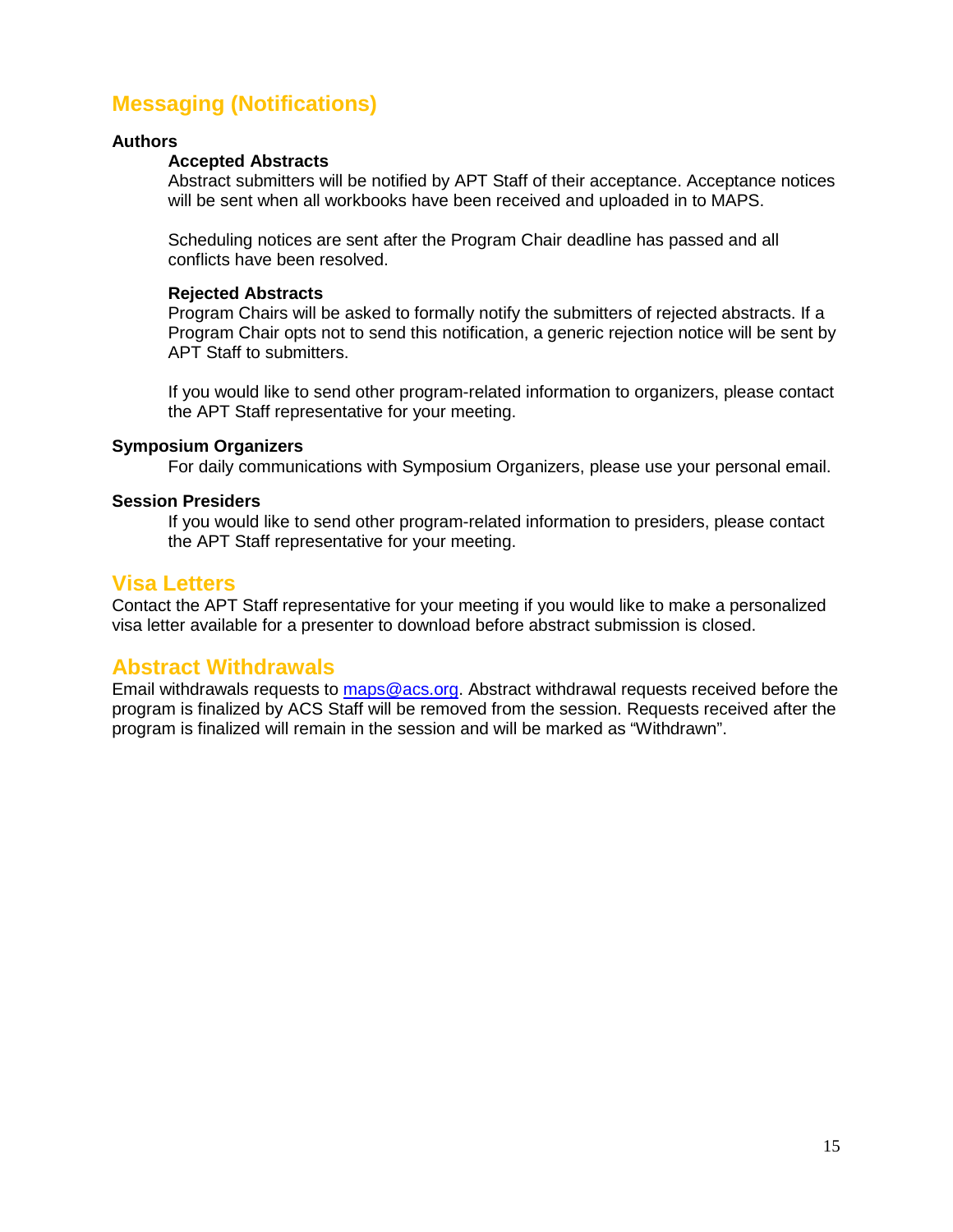## Messaging (Notifications)

**Authors**

**Accepted Abstracts**

Abstract submitters will be notified by APT Staff of their acceptance. Acceptance notices will be sent when all workbooks have been received and uploaded in to MAPS.

Scheduling notices are sent after the Program Chair deadline has passed and all conflicts have been resolved.

**Rejected Abstracts**

Program Chairs will be asked to formally notify the submitters of rejected abstracts. If a Program Chair opts not to send this notification, a generic rejection notice will be sent by APT Staff to submitters.

If you would like to send other program-related information to organizers, please contact the APT Staff representative for your meeting.

**Symposium Organizers**

For daily communications with Symposium Organizers, please use your personal email.

**Session Presiders**

If you would like to send other program-related information to presiders, please contact the APT Staff representative for your meeting.

## Visa Letters

Contact the APT Staff representative for your meeting if you would like to make a personalized visa letter available for a presenter to download before abstract submission is closed.

## Abstract Withdrawals

Email withdrawals requests to [maps@acs.org](mailto:maps@acs.org). Abstract withdrawal requests received before the program is finalized by ACS Staff will be removed from the session. Requests received after the program is finalized will remain in the session and will be marked as "Withdrawn".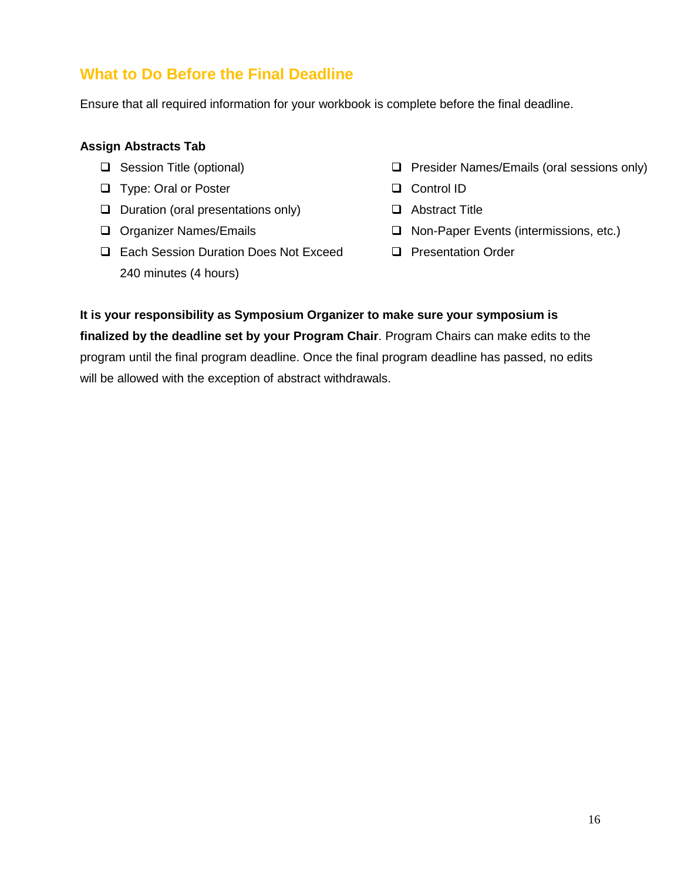## What to Do Before the Final Deadline

Ensure that all required information for your workbook is complete before the final deadline.

**Assign Abstracts Tab**

- [ ] Session Title (optional)
- [ ] Type: Oral or Poster
- [ ] Duration (oral presentations only)
- [ ] Organizer Names/Emails
- [ ] Each Session Duration Does Not Exceed 240 minutes (4 hours)
- [ ] Presider Names/Emails (oral sessions only)
- [ ] Control ID
- [ ] Abstract Title
- [ ] Non-Paper Events (intermissions, etc.)
- [ ] Presentation Order

**It is your responsibility as Symposium Organizer to make sure your symposium is finalized by the deadline set by your Program Chair**. Program Chairs can make edits to the program until the final program deadline. Once the final program deadline has passed, no edits will be allowed with the exception of abstract withdrawals.